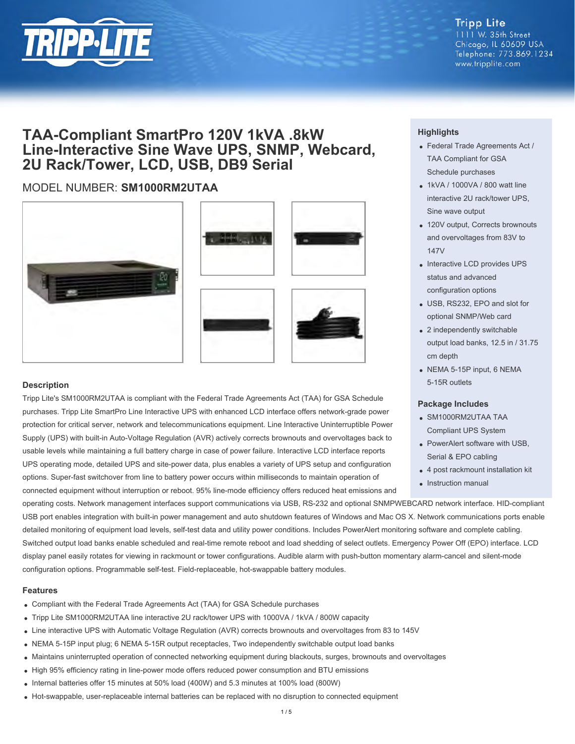Tripp Lite
1111 W. 35th Street
Chicago, IL 60609 USA
Telephone: 773.869.1234
www.tripplite.com

# TAA-Compliant SmartPro 120V 1kVA .8kW Line-Interactive Sine Wave UPS, SNMP, Webcard, 2U Rack/Tower, LCD, USB, DB9 Serial

MODEL NUMBER: **SM1000RM2UTAA**

### Highlights

- Federal Trade Agreements Act / TAA Compliant for GSA Schedule purchases
- 1kVA / 1000VA / 800 watt line interactive 2U rack/tower UPS, Sine wave output
- 120V output, Corrects brownouts and overvoltages from 83V to 147V
- Interactive LCD provides UPS status and advanced configuration options
- USB, RS232, EPO and slot for optional SNMP/Web card
- 2 independently switchable output load banks, 12.5 in / 31.75 cm depth
- NEMA 5-15P input, 6 NEMA 5-15R outlets

### Package Includes

- SM1000RM2UTAA TAA Compliant UPS System
- PowerAlert software with USB, Serial & EPO cabling
- 4 post rackmount installation kit
- Instruction manual

### Description

Tripp Lite's SM1000RM2UTAA is compliant with the Federal Trade Agreements Act (TAA) for GSA Schedule purchases. Tripp Lite SmartPro Line Interactive UPS with enhanced LCD interface offers network-grade power protection for critical server, network and telecommunications equipment. Line Interactive Uninterruptible Power Supply (UPS) with built-in Auto-Voltage Regulation (AVR) actively corrects brownouts and overvoltages back to usable levels while maintaining a full battery charge in case of power failure. Interactive LCD interface reports UPS operating mode, detailed UPS and site-power data, plus enables a variety of UPS setup and configuration options. Super-fast switchover from line to battery power occurs within milliseconds to maintain operation of connected equipment without interruption or reboot. 95% line-mode efficiency offers reduced heat emissions and operating costs. Network management interfaces support communications via USB, RS-232 and optional SNMPWEBCARD network interface. HID-compliant USB port enables integration with built-in power management and auto shutdown features of Windows and Mac OS X. Network communications ports enable detailed monitoring of equipment load levels, self-test data and utility power conditions. Includes PowerAlert monitoring software and complete cabling. Switched output load banks enable scheduled and real-time remote reboot and load shedding of select outlets. Emergency Power Off (EPO) interface. LCD display panel easily rotates for viewing in rackmount or tower configurations. Audible alarm with push-button momentary alarm-cancel and silent-mode configuration options. Programmable self-test. Field-replaceable, hot-swappable battery modules.

### Features

- Compliant with the Federal Trade Agreements Act (TAA) for GSA Schedule purchases
- Tripp Lite SM1000RM2UTAA line interactive 2U rack/tower UPS with 1000VA / 1kVA / 800W capacity
- Line interactive UPS with Automatic Voltage Regulation (AVR) corrects brownouts and overvoltages from 83 to 145V
- NEMA 5-15P input plug; 6 NEMA 5-15R output receptacles, Two independently switchable output load banks
- Maintains uninterrupted operation of connected networking equipment during blackouts, surges, brownouts and overvoltages
- High 95% efficiency rating in line-power mode offers reduced power consumption and BTU emissions
- Internal batteries offer 15 minutes at 50% load (400W) and 5.3 minutes at 100% load (800W)
- Hot-swappable, user-replaceable internal batteries can be replaced with no disruption to connected equipment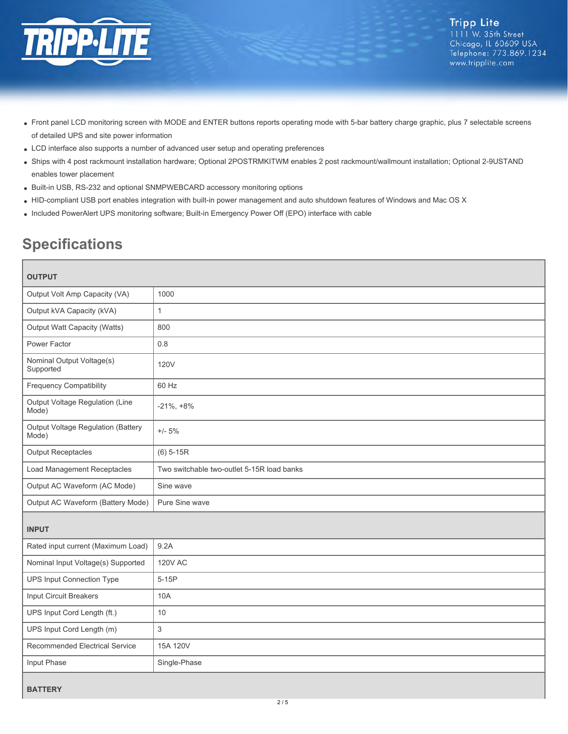- Front panel LCD monitoring screen with MODE and ENTER buttons reports operating mode with 5-bar battery charge graphic, plus 7 selectable screens of detailed UPS and site power information
- LCD interface also supports a number of advanced user setup and operating preferences
- Ships with 4 post rackmount installation hardware; Optional 2POSTRMKITWM enables 2 post rackmount/wallmount installation; Optional 2-9USTAND enables tower placement
- Built-in USB, RS-232 and optional SNMPWEBCARD accessory monitoring options
- HID-compliant USB port enables integration with built-in power management and auto shutdown features of Windows and Mac OS X
- Included PowerAlert UPS monitoring software; Built-in Emergency Power Off (EPO) interface with cable

## Specifications

| | |
|---|---|
| **OUTPUT** | |
| Output Volt Amp Capacity (VA) | 1000 |
| Output kVA Capacity (kVA) | 1 |
| Output Watt Capacity (Watts) | 800 |
| Power Factor | 0.8 |
| Nominal Output Voltage(s) Supported | 120V |
| Frequency Compatibility | 60 Hz |
| Output Voltage Regulation (Line Mode) | -21%, +8% |
| Output Voltage Regulation (Battery Mode) | +/- 5% |
| Output Receptacles | (6) 5-15R |
| Load Management Receptacles | Two switchable two-outlet 5-15R load banks |
| Output AC Waveform (AC Mode) | Sine wave |
| Output AC Waveform (Battery Mode) | Pure Sine wave |
| **INPUT** | |
| Rated input current (Maximum Load) | 9.2A |
| Nominal Input Voltage(s) Supported | 120V AC |
| UPS Input Connection Type | 5-15P |
| Input Circuit Breakers | 10A |
| UPS Input Cord Length (ft.) | 10 |
| UPS Input Cord Length (m) | 3 |
| Recommended Electrical Service | 15A 120V |
| Input Phase | Single-Phase |
| **BATTERY** | |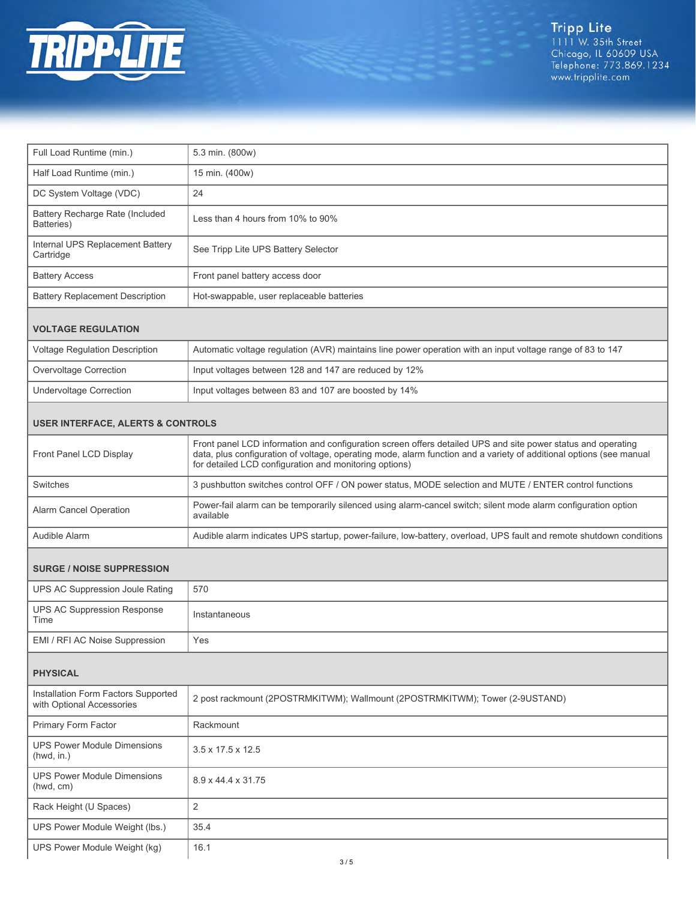| | |
|---|---|
| Full Load Runtime (min.) | 5.3 min. (800w) |
| Half Load Runtime (min.) | 15 min. (400w) |
| DC System Voltage (VDC) | 24 |
| Battery Recharge Rate (Included Batteries) | Less than 4 hours from 10% to 90% |
| Internal UPS Replacement Battery Cartridge | See Tripp Lite UPS Battery Selector |
| Battery Access | Front panel battery access door |
| Battery Replacement Description | Hot-swappable, user replaceable batteries |
| **VOLTAGE REGULATION** | |
| Voltage Regulation Description | Automatic voltage regulation (AVR) maintains line power operation with an input voltage range of 83 to 147 |
| Overvoltage Correction | Input voltages between 128 and 147 are reduced by 12% |
| Undervoltage Correction | Input voltages between 83 and 107 are boosted by 14% |
| **USER INTERFACE, ALERTS & CONTROLS** | |
| Front Panel LCD Display | Front panel LCD information and configuration screen offers detailed UPS and site power status and operating data, plus configuration of voltage, operating mode, alarm function and a variety of additional options (see manual for detailed LCD configuration and monitoring options) |
| Switches | 3 pushbutton switches control OFF / ON power status, MODE selection and MUTE / ENTER control functions |
| Alarm Cancel Operation | Power-fail alarm can be temporarily silenced using alarm-cancel switch; silent mode alarm configuration option available |
| Audible Alarm | Audible alarm indicates UPS startup, power-failure, low-battery, overload, UPS fault and remote shutdown conditions |
| **SURGE / NOISE SUPPRESSION** | |
| UPS AC Suppression Joule Rating | 570 |
| UPS AC Suppression Response Time | Instantaneous |
| EMI / RFI AC Noise Suppression | Yes |
| **PHYSICAL** | |
| Installation Form Factors Supported with Optional Accessories | 2 post rackmount (2POSTRMKITWM); Wallmount (2POSTRMKITWM); Tower (2-9USTAND) |
| Primary Form Factor | Rackmount |
| UPS Power Module Dimensions (hwd, in.) | 3.5 x 17.5 x 12.5 |
| UPS Power Module Dimensions (hwd, cm) | 8.9 x 44.4 x 31.75 |
| Rack Height (U Spaces) | 2 |
| UPS Power Module Weight (lbs.) | 35.4 |
| UPS Power Module Weight (kg) | 16.1 |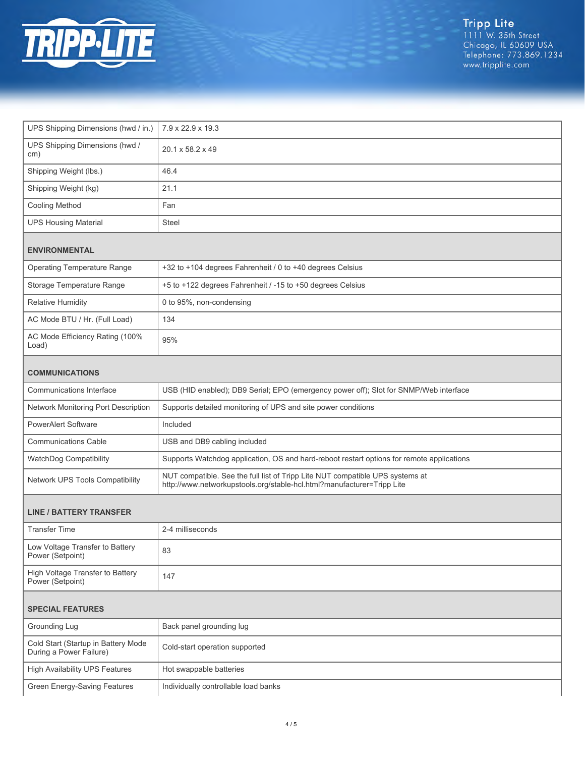| | |
|---|---|
| UPS Shipping Dimensions (hwd / in.) | 7.9 x 22.9 x 19.3 |
| UPS Shipping Dimensions (hwd / cm) | 20.1 x 58.2 x 49 |
| Shipping Weight (lbs.) | 46.4 |
| Shipping Weight (kg) | 21.1 |
| Cooling Method | Fan |
| UPS Housing Material | Steel |
| **ENVIRONMENTAL** | |
| Operating Temperature Range | +32 to +104 degrees Fahrenheit / 0 to +40 degrees Celsius |
| Storage Temperature Range | +5 to +122 degrees Fahrenheit / -15 to +50 degrees Celsius |
| Relative Humidity | 0 to 95%, non-condensing |
| AC Mode BTU / Hr. (Full Load) | 134 |
| AC Mode Efficiency Rating (100% Load) | 95% |
| **COMMUNICATIONS** | |
| Communications Interface | USB (HID enabled); DB9 Serial; EPO (emergency power off); Slot for SNMP/Web interface |
| Network Monitoring Port Description | Supports detailed monitoring of UPS and site power conditions |
| PowerAlert Software | Included |
| Communications Cable | USB and DB9 cabling included |
| WatchDog Compatibility | Supports Watchdog application, OS and hard-reboot restart options for remote applications |
| Network UPS Tools Compatibility | NUT compatible. See the full list of Tripp Lite NUT compatible UPS systems at http://www.networkupstools.org/stable-hcl.html?manufacturer=Tripp Lite |
| **LINE / BATTERY TRANSFER** | |
| Transfer Time | 2-4 milliseconds |
| Low Voltage Transfer to Battery Power (Setpoint) | 83 |
| High Voltage Transfer to Battery Power (Setpoint) | 147 |
| **SPECIAL FEATURES** | |
| Grounding Lug | Back panel grounding lug |
| Cold Start (Startup in Battery Mode During a Power Failure) | Cold-start operation supported |
| High Availability UPS Features | Hot swappable batteries |
| Green Energy-Saving Features | Individually controllable load banks |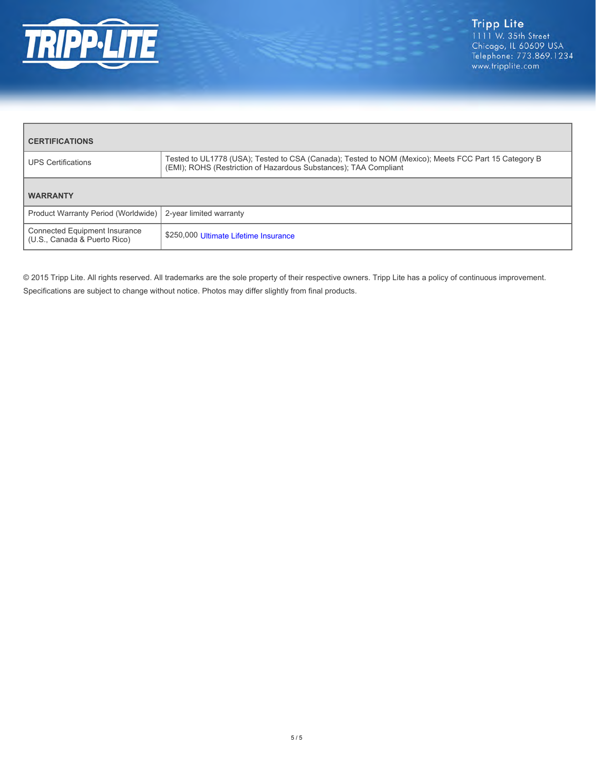| | |
|---|---|
| **CERTIFICATIONS** | |
| UPS Certifications | Tested to UL1778 (USA); Tested to CSA (Canada); Tested to NOM (Mexico); Meets FCC Part 15 Category B (EMI); ROHS (Restriction of Hazardous Substances); TAA Compliant |
| **WARRANTY** | |
| Product Warranty Period (Worldwide) | 2-year limited warranty |
| Connected Equipment Insurance (U.S., Canada & Puerto Rico) | $250,000 Ultimate Lifetime Insurance |

© 2015 Tripp Lite. All rights reserved. All trademarks are the sole property of their respective owners. Tripp Lite has a policy of continuous improvement. Specifications are subject to change without notice. Photos may differ slightly from final products.